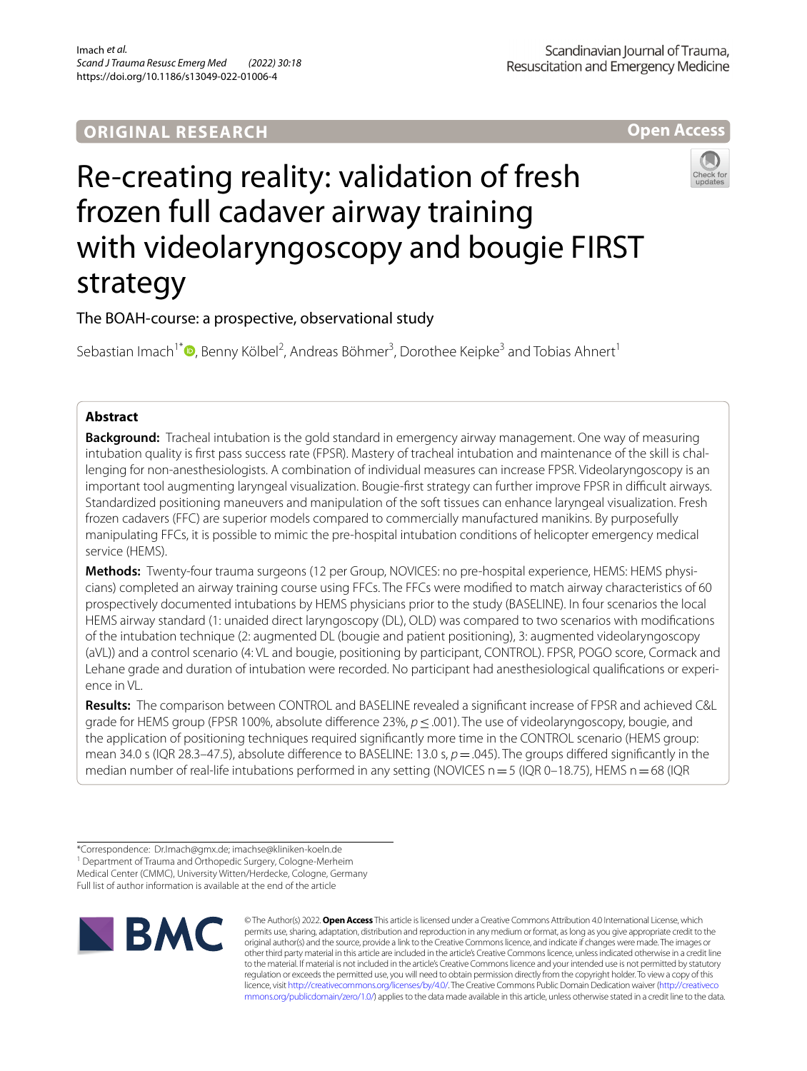ORIGINAL RESEARCH

Open Access

# Re-creating reality: validation of fresh frozen full cadaver airway training with videolaryngoscopy and bougie FIRST strategy

The BOAH-course: a prospective, observational study

Sebastian Imach[1*], Benny Kölbel[2], Andreas Böhmer[3], Dorothee Keipke[3] and Tobias Ahnert[1]

## Abstract

**Background:** Tracheal intubation is the gold standard in emergency airway management. One way of measuring intubation quality is first pass success rate (FPSR). Mastery of tracheal intubation and maintenance of the skill is challenging for non-anesthesiologists. A combination of individual measures can increase FPSR. Videolaryngoscopy is an important tool augmenting laryngeal visualization. Bougie-first strategy can further improve FPSR in difficult airways. Standardized positioning maneuvers and manipulation of the soft tissues can enhance laryngeal visualization. Fresh frozen cadavers (FFC) are superior models compared to commercially manufactured manikins. By purposefully manipulating FFCs, it is possible to mimic the pre-hospital intubation conditions of helicopter emergency medical service (HEMS).

**Methods:** Twenty-four trauma surgeons (12 per Group, NOVICES: no pre-hospital experience, HEMS: HEMS physicians) completed an airway training course using FFCs. The FFCs were modified to match airway characteristics of 60 prospectively documented intubations by HEMS physicians prior to the study (BASELINE). In four scenarios the local HEMS airway standard (1: unaided direct laryngoscopy (DL), OLD) was compared to two scenarios with modifications of the intubation technique (2: augmented DL (bougie and patient positioning), 3: augmented videolaryngoscopy (aVL)) and a control scenario (4: VL and bougie, positioning by participant, CONTROL). FPSR, POGO score, Cormack and Lehane grade and duration of intubation were recorded. No participant had anesthesiological qualifications or experience in VL.

**Results:** The comparison between CONTROL and BASELINE revealed a significant increase of FPSR and achieved C&L grade for HEMS group (FPSR 100%, absolute difference 23%, $p \leq .001$). The use of videolaryngoscopy, bougie, and the application of positioning techniques required significantly more time in the CONTROL scenario (HEMS group: mean 34.0 s (IQR 28.3–47.5), absolute difference to BASELINE: 13.0 s, $p = .045$). The groups differed significantly in the median number of real-life intubations performed in any setting (NOVICES n = 5 (IQR 0–18.75), HEMS n = 68 (IQR

*Correspondence: Dr.Imach@gmx.de; imachse@kliniken-koeln.de
[1] Department of Trauma and Orthopedic Surgery, Cologne-Merheim Medical Center (CMMC), University Witten/Herdecke, Cologne, Germany
Full list of author information is available at the end of the article

© The Author(s) 2022. **Open Access** This article is licensed under a Creative Commons Attribution 4.0 International License, which permits use, sharing, adaptation, distribution and reproduction in any medium or format, as long as you give appropriate credit to the original author(s) and the source, provide a link to the Creative Commons licence, and indicate if changes were made. The images or other third party material in this article are included in the article's Creative Commons licence, unless indicated otherwise in a credit line to the material. If material is not included in the article's Creative Commons licence and your intended use is not permitted by statutory regulation or exceeds the permitted use, you will need to obtain permission directly from the copyright holder. To view a copy of this licence, visit http://creativecommons.org/licenses/by/4.0/. The Creative Commons Public Domain Dedication waiver (http://creativecommons.org/publicdomain/zero/1.0/) applies to the data made available in this article, unless otherwise stated in a credit line to the data.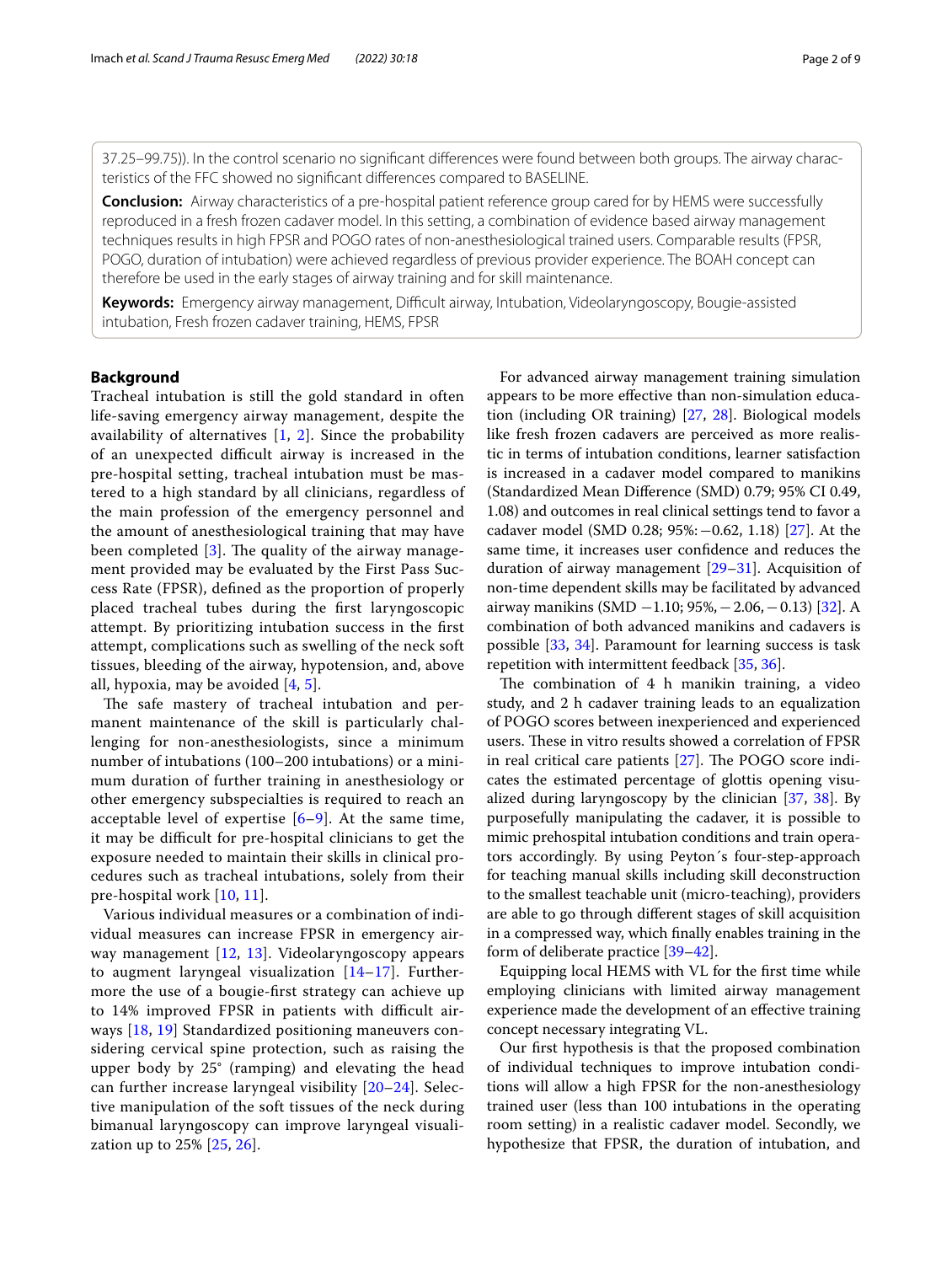37.25–99.75)). In the control scenario no significant differences were found between both groups. The airway characteristics of the FFC showed no significant differences compared to BASELINE.

**Conclusion:** Airway characteristics of a pre-hospital patient reference group cared for by HEMS were successfully reproduced in a fresh frozen cadaver model. In this setting, a combination of evidence based airway management techniques results in high FPSR and POGO rates of non-anesthesiological trained users. Comparable results (FPSR, POGO, duration of intubation) were achieved regardless of previous provider experience. The BOAH concept can therefore be used in the early stages of airway training and for skill maintenance.

**Keywords:** Emergency airway management, Difficult airway, Intubation, Videolaryngoscopy, Bougie-assisted intubation, Fresh frozen cadaver training, HEMS, FPSR

## Background

Tracheal intubation is still the gold standard in often life-saving emergency airway management, despite the availability of alternatives [1, 2]. Since the probability of an unexpected difficult airway is increased in the pre-hospital setting, tracheal intubation must be mastered to a high standard by all clinicians, regardless of the main profession of the emergency personnel and the amount of anesthesiological training that may have been completed [3]. The quality of the airway management provided may be evaluated by the First Pass Success Rate (FPSR), defined as the proportion of properly placed tracheal tubes during the first laryngoscopic attempt. By prioritizing intubation success in the first attempt, complications such as swelling of the neck soft tissues, bleeding of the airway, hypotension, and, above all, hypoxia, may be avoided [4, 5].

The safe mastery of tracheal intubation and permanent maintenance of the skill is particularly challenging for non-anesthesiologists, since a minimum number of intubations (100–200 intubations) or a minimum duration of further training in anesthesiology or other emergency subspecialties is required to reach an acceptable level of expertise [6–9]. At the same time, it may be difficult for pre-hospital clinicians to get the exposure needed to maintain their skills in clinical procedures such as tracheal intubations, solely from their pre-hospital work [10, 11].

Various individual measures or a combination of individual measures can increase FPSR in emergency airway management [12, 13]. Videolaryngoscopy appears to augment laryngeal visualization [14–17]. Furthermore the use of a bougie-first strategy can achieve up to 14% improved FPSR in patients with difficult airways [18, 19] Standardized positioning maneuvers considering cervical spine protection, such as raising the upper body by 25° (ramping) and elevating the head can further increase laryngeal visibility [20–24]. Selective manipulation of the soft tissues of the neck during bimanual laryngoscopy can improve laryngeal visualization up to 25% [25, 26].

For advanced airway management training simulation appears to be more effective than non-simulation education (including OR training) [27, 28]. Biological models like fresh frozen cadavers are perceived as more realistic in terms of intubation conditions, learner satisfaction is increased in a cadaver model compared to manikins (Standardized Mean Difference (SMD) 0.79; 95% CI 0.49, 1.08) and outcomes in real clinical settings tend to favor a cadaver model (SMD 0.28; 95%: −0.62, 1.18) [27]. At the same time, it increases user confidence and reduces the duration of airway management [29–31]. Acquisition of non-time dependent skills may be facilitated by advanced airway manikins (SMD −1.10; 95%, −2.06, −0.13) [32]. A combination of both advanced manikins and cadavers is possible [33, 34]. Paramount for learning success is task repetition with intermittent feedback [35, 36].

The combination of 4 h manikin training, a video study, and 2 h cadaver training leads to an equalization of POGO scores between inexperienced and experienced users. These in vitro results showed a correlation of FPSR in real critical care patients [27]. The POGO score indicates the estimated percentage of glottis opening visualized during laryngoscopy by the clinician [37, 38]. By purposefully manipulating the cadaver, it is possible to mimic prehospital intubation conditions and train operators accordingly. By using Peyton´s four-step-approach for teaching manual skills including skill deconstruction to the smallest teachable unit (micro-teaching), providers are able to go through different stages of skill acquisition in a compressed way, which finally enables training in the form of deliberate practice [39–42].

Equipping local HEMS with VL for the first time while employing clinicians with limited airway management experience made the development of an effective training concept necessary integrating VL.

Our first hypothesis is that the proposed combination of individual techniques to improve intubation conditions will allow a high FPSR for the non-anesthesiology trained user (less than 100 intubations in the operating room setting) in a realistic cadaver model. Secondly, we hypothesize that FPSR, the duration of intubation, and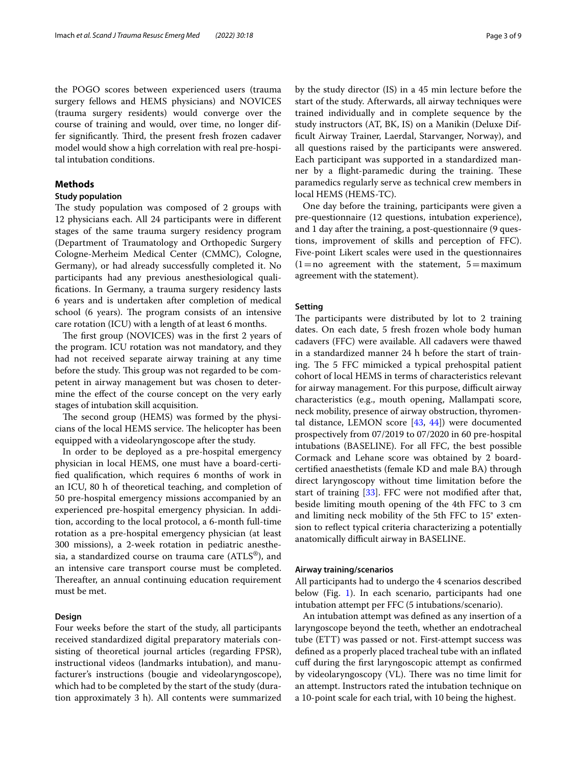the POGO scores between experienced users (trauma surgery fellows and HEMS physicians) and NOVICES (trauma surgery residents) would converge over the course of training and would, over time, no longer differ significantly. Third, the present fresh frozen cadaver model would show a high correlation with real pre-hospital intubation conditions.

## Methods

### Study population

The study population was composed of 2 groups with 12 physicians each. All 24 participants were in different stages of the same trauma surgery residency program (Department of Traumatology and Orthopedic Surgery Cologne-Merheim Medical Center (CMMC), Cologne, Germany), or had already successfully completed it. No participants had any previous anesthesiological qualifications. In Germany, a trauma surgery residency lasts 6 years and is undertaken after completion of medical school (6 years). The program consists of an intensive care rotation (ICU) with a length of at least 6 months.

The first group (NOVICES) was in the first 2 years of the program. ICU rotation was not mandatory, and they had not received separate airway training at any time before the study. This group was not regarded to be competent in airway management but was chosen to determine the effect of the course concept on the very early stages of intubation skill acquisition.

The second group (HEMS) was formed by the physicians of the local HEMS service. The helicopter has been equipped with a videolaryngoscope after the study.

In order to be deployed as a pre-hospital emergency physician in local HEMS, one must have a board-certified qualification, which requires 6 months of work in an ICU, 80 h of theoretical teaching, and completion of 50 pre-hospital emergency missions accompanied by an experienced pre-hospital emergency physician. In addition, according to the local protocol, a 6-month full-time rotation as a pre-hospital emergency physician (at least 300 missions), a 2-week rotation in pediatric anesthesia, a standardized course on trauma care (ATLS®), and an intensive care transport course must be completed. Thereafter, an annual continuing education requirement must be met.

### Design

Four weeks before the start of the study, all participants received standardized digital preparatory materials consisting of theoretical journal articles (regarding FPSR), instructional videos (landmarks intubation), and manufacturer's instructions (bougie and videolaryngoscope), which had to be completed by the start of the study (duration approximately 3 h). All contents were summarized by the study director (IS) in a 45 min lecture before the start of the study. Afterwards, all airway techniques were trained individually and in complete sequence by the study instructors (AT, BK, IS) on a Manikin (Deluxe Difficult Airway Trainer, Laerdal, Starvanger, Norway), and all questions raised by the participants were answered. Each participant was supported in a standardized manner by a flight-paramedic during the training. These paramedics regularly serve as technical crew members in local HEMS (HEMS-TC).

One day before the training, participants were given a pre-questionnaire (12 questions, intubation experience), and 1 day after the training, a post-questionnaire (9 questions, improvement of skills and perception of FFC). Five-point Likert scales were used in the questionnaires (1 = no agreement with the statement, 5 = maximum agreement with the statement).

### Setting

The participants were distributed by lot to 2 training dates. On each date, 5 fresh frozen whole body human cadavers (FFC) were available. All cadavers were thawed in a standardized manner 24 h before the start of training. The 5 FFC mimicked a typical prehospital patient cohort of local HEMS in terms of characteristics relevant for airway management. For this purpose, difficult airway characteristics (e.g., mouth opening, Mallampati score, neck mobility, presence of airway obstruction, thyromental distance, LEMON score [43, 44]) were documented prospectively from 07/2019 to 07/2020 in 60 pre-hospital intubations (BASELINE). For all FFC, the best possible Cormack and Lehane score was obtained by 2 board-certified anaesthetists (female KD and male BA) through direct laryngoscopy without time limitation before the start of training [33]. FFC were not modified after that, beside limiting mouth opening of the 4th FFC to 3 cm and limiting neck mobility of the 5th FFC to 15° extension to reflect typical criteria characterizing a potentially anatomically difficult airway in BASELINE.

### Airway training/scenarios

All participants had to undergo the 4 scenarios described below (Fig. 1). In each scenario, participants had one intubation attempt per FFC (5 intubations/scenario).

An intubation attempt was defined as any insertion of a laryngoscope beyond the teeth, whether an endotracheal tube (ETT) was passed or not. First-attempt success was defined as a properly placed tracheal tube with an inflated cuff during the first laryngoscopic attempt as confirmed by videolaryngoscopy (VL). There was no time limit for an attempt. Instructors rated the intubation technique on a 10-point scale for each trial, with 10 being the highest.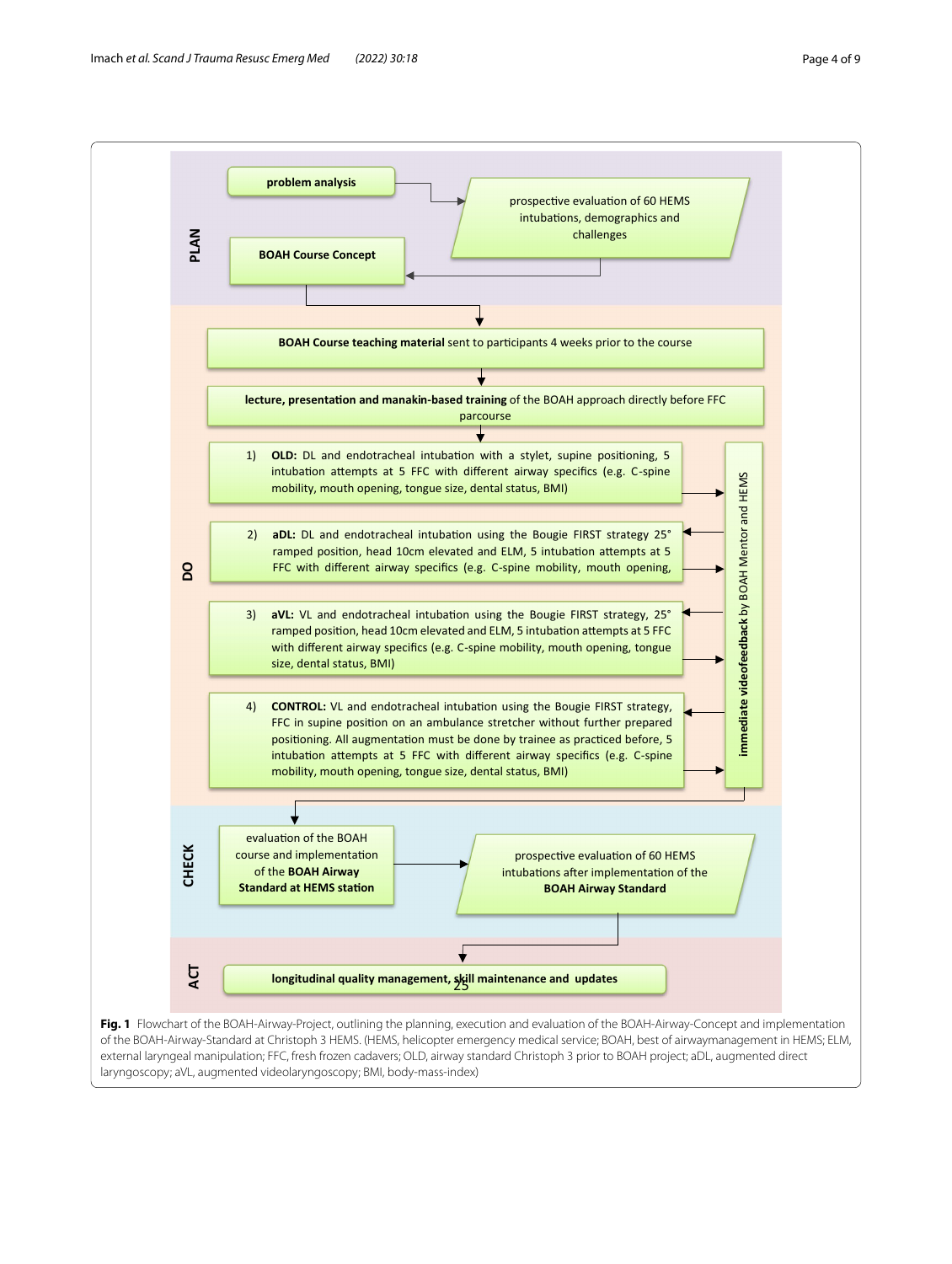**PLAN**

**problem analysis**

prospective evaluation of 60 HEMS intubations, demographics and challenges

**BOAH Course Concept**

**DO**

**BOAH Course teaching material** sent to participants 4 weeks prior to the course

**lecture, presentation and manakin-based training** of the BOAH approach directly before FFC parcourse

1) **OLD:** DL and endotracheal intubation with a stylet, supine positioning, 5 intubation attempts at 5 FFC with different airway specifics (e.g. C-spine mobility, mouth opening, tongue size, dental status, BMI)

2) **aDL:** DL and endotracheal intubation using the Bougie FIRST strategy 25° ramped position, head 10cm elevated and ELM, 5 intubation attempts at 5 FFC with different airway specifics (e.g. C-spine mobility, mouth opening,

3) **aVL:** VL and endotracheal intubation using the Bougie FIRST strategy, 25° ramped position, head 10cm elevated and ELM, 5 intubation attempts at 5 FFC with different airway specifics (e.g. C-spine mobility, mouth opening, tongue size, dental status, BMI)

4) **CONTROL:** VL and endotracheal intubation using the Bougie FIRST strategy, FFC in supine position on an ambulance stretcher without further prepared positioning. All augmentation must be done by trainee as practiced before, 5 intubation attempts at 5 FFC with different airway specifics (e.g. C-spine mobility, mouth opening, tongue size, dental status, BMI)

**immediate videofeedback** by BOAH Mentor and HEMS

**CHECK**

evaluation of the BOAH course and implementation of the **BOAH Airway Standard at HEMS station**

prospective evaluation of 60 HEMS intubations after implementation of the **BOAH Airway Standard**

**ACT**

**longitudinal quality management, skill maintenance and updates**

**Fig. 1** Flowchart of the BOAH-Airway-Project, outlining the planning, execution and evaluation of the BOAH-Airway-Concept and implementation of the BOAH-Airway-Standard at Christoph 3 HEMS. (HEMS, helicopter emergency medical service; BOAH, best of airwaymanagement in HEMS; ELM, external laryngeal manipulation; FFC, fresh frozen cadavers; OLD, airway standard Christoph 3 prior to BOAH project; aDL, augmented direct laryngoscopy; aVL, augmented videolaryngoscopy; BMI, body-mass-index)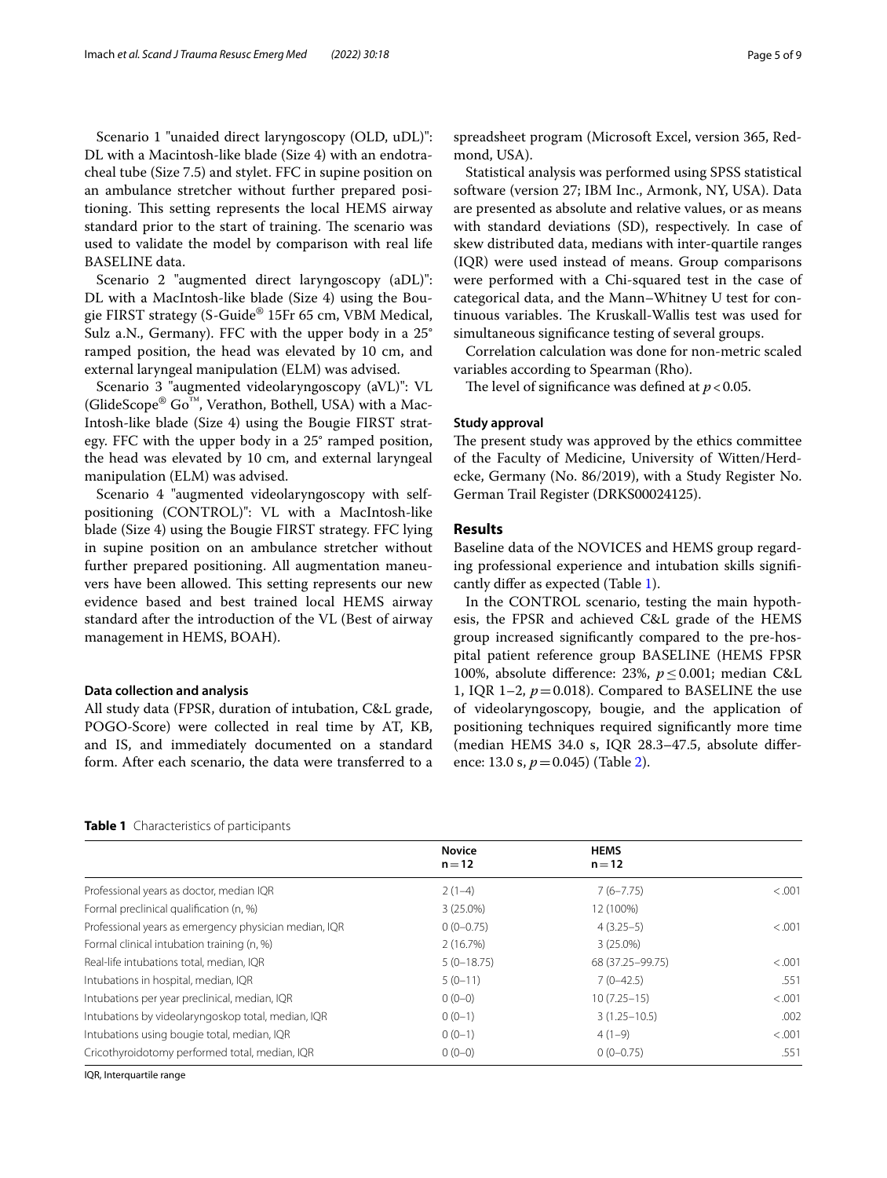Scenario 1 "unaided direct laryngoscopy (OLD, uDL)": DL with a Macintosh-like blade (Size 4) with an endotracheal tube (Size 7.5) and stylet. FFC in supine position on an ambulance stretcher without further prepared positioning. This setting represents the local HEMS airway standard prior to the start of training. The scenario was used to validate the model by comparison with real life BASELINE data.

Scenario 2 "augmented direct laryngoscopy (aDL)": DL with a MacIntosh-like blade (Size 4) using the Bougie FIRST strategy (S-Guide® 15Fr 65 cm, VBM Medical, Sulz a.N., Germany). FFC with the upper body in a 25° ramped position, the head was elevated by 10 cm, and external laryngeal manipulation (ELM) was advised.

Scenario 3 "augmented videolaryngoscopy (aVL)": VL (GlideScope® Go™, Verathon, Bothell, USA) with a MacIntosh-like blade (Size 4) using the Bougie FIRST strategy. FFC with the upper body in a 25° ramped position, the head was elevated by 10 cm, and external laryngeal manipulation (ELM) was advised.

Scenario 4 "augmented videolaryngoscopy with self-positioning (CONTROL)": VL with a MacIntosh-like blade (Size 4) using the Bougie FIRST strategy. FFC lying in supine position on an ambulance stretcher without further prepared positioning. All augmentation maneuvers have been allowed. This setting represents our new evidence based and best trained local HEMS airway standard after the introduction of the VL (Best of airway management in HEMS, BOAH).

#### Data collection and analysis

All study data (FPSR, duration of intubation, C&L grade, POGO-Score) were collected in real time by AT, KB, and IS, and immediately documented on a standard form. After each scenario, the data were transferred to a spreadsheet program (Microsoft Excel, version 365, Redmond, USA).

Statistical analysis was performed using SPSS statistical software (version 27; IBM Inc., Armonk, NY, USA). Data are presented as absolute and relative values, or as means with standard deviations (SD), respectively. In case of skew distributed data, medians with inter-quartile ranges (IQR) were used instead of means. Group comparisons were performed with a Chi-squared test in the case of categorical data, and the Mann–Whitney U test for continuous variables. The Kruskall-Wallis test was used for simultaneous significance testing of several groups.

Correlation calculation was done for non-metric scaled variables according to Spearman (Rho).

The level of significance was defined at $p < 0.05$.

#### Study approval

The present study was approved by the ethics committee of the Faculty of Medicine, University of Witten/Herdecke, Germany (No. 86/2019), with a Study Register No. German Trail Register (DRKS00024125).

## Results

Baseline data of the NOVICES and HEMS group regarding professional experience and intubation skills significantly differ as expected (Table 1).

In the CONTROL scenario, testing the main hypothesis, the FPSR and achieved C&L grade of the HEMS group increased significantly compared to the pre-hospital patient reference group BASELINE (HEMS FPSR 100%, absolute difference: 23%, $p \leq 0.001$; median C&L 1, IQR 1–2, $p = 0.018$). Compared to BASELINE the use of videolaryngoscopy, bougie, and the application of positioning techniques required significantly more time (median HEMS 34.0 s, IQR 28.3–47.5, absolute difference: 13.0 s, $p = 0.045$) (Table 2).

**Table 1** Characteristics of participants

| | Novice n = 12 | HEMS n = 12 | |
|---|---|---|---|
| Professional years as doctor, median IQR | 2 (1–4) | 7 (6–7.75) | <.001 |
| Formal preclinical qualification (n, %) | 3 (25.0%) | 12 (100%) | |
| Professional years as emergency physician median, IQR | 0 (0–0.75) | 4 (3.25–5) | <.001 |
| Formal clinical intubation training (n, %) | 2 (16.7%) | 3 (25.0%) | |
| Real-life intubations total, median, IQR | 5 (0–18.75) | 68 (37.25–99.75) | <.001 |
| Intubations in hospital, median, IQR | 5 (0–11) | 7 (0–42.5) | .551 |
| Intubations per year preclinical, median, IQR | 0 (0–0) | 10 (7.25–15) | <.001 |
| Intubations by videolaryngoskop total, median, IQR | 0 (0–1) | 3 (1.25–10.5) | .002 |
| Intubations using bougie total, median, IQR | 0 (0–1) | 4 (1–9) | <.001 |
| Cricothyroidotomy performed total, median, IQR | 0 (0–0) | 0 (0–0.75) | .551 |

IQR, Interquartile range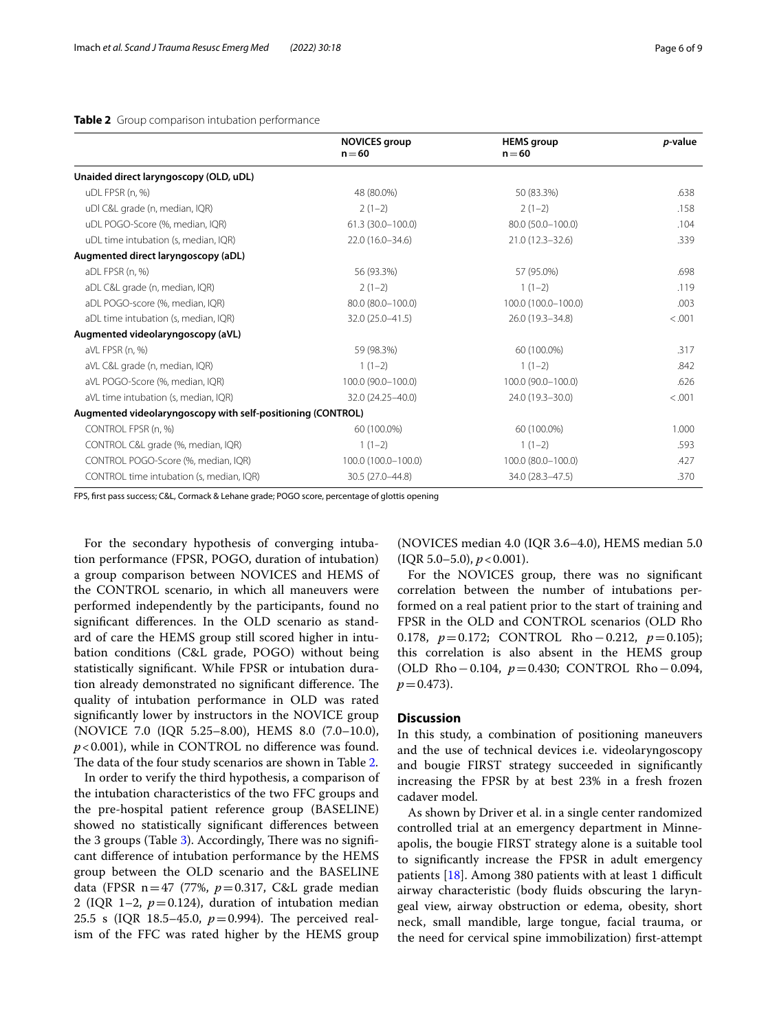**Table 2** Group comparison intubation performance

| | NOVICES group n = 60 | HEMS group n = 60 | *p*-value |
|---|---|---|---|
| **Unaided direct laryngoscopy (OLD, uDL)** | | | |
| uDL FPSR (n, %) | 48 (80.0%) | 50 (83.3%) | .638 |
| uDl C&L grade (n, median, IQR) | 2 (1–2) | 2 (1–2) | .158 |
| uDL POGO-Score (%, median, IQR) | 61.3 (30.0–100.0) | 80.0 (50.0–100.0) | .104 |
| uDL time intubation (s, median, IQR) | 22.0 (16.0–34.6) | 21.0 (12.3–32.6) | .339 |
| **Augmented direct laryngoscopy (aDL)** | | | |
| aDL FPSR (n, %) | 56 (93.3%) | 57 (95.0%) | .698 |
| aDL C&L grade (n, median, IQR) | 2 (1–2) | 1 (1–2) | .119 |
| aDL POGO-score (%, median, IQR) | 80.0 (80.0–100.0) | 100.0 (100.0–100.0) | .003 |
| aDL time intubation (s, median, IQR) | 32.0 (25.0–41.5) | 26.0 (19.3–34.8) | <.001 |
| **Augmented videolaryngoscopy (aVL)** | | | |
| aVL FPSR (n, %) | 59 (98.3%) | 60 (100.0%) | .317 |
| aVL C&L grade (n, median, IQR) | 1 (1–2) | 1 (1–2) | .842 |
| aVL POGO-Score (%, median, IQR) | 100.0 (90.0–100.0) | 100.0 (90.0–100.0) | .626 |
| aVL time intubation (s, median, IQR) | 32.0 (24.25–40.0) | 24.0 (19.3–30.0) | <.001 |
| **Augmented videolaryngoscopy with self-positioning (CONTROL)** | | | |
| CONTROL FPSR (n, %) | 60 (100.0%) | 60 (100.0%) | 1.000 |
| CONTROL C&L grade (%, median, IQR) | 1 (1–2) | 1 (1–2) | .593 |
| CONTROL POGO-Score (%, median, IQR) | 100.0 (100.0–100.0) | 100.0 (80.0–100.0) | .427 |
| CONTROL time intubation (s, median, IQR) | 30.5 (27.0–44.8) | 34.0 (28.3–47.5) | .370 |

FPS, first pass success; C&L, Cormack & Lehane grade; POGO score, percentage of glottis opening

For the secondary hypothesis of converging intubation performance (FPSR, POGO, duration of intubation) a group comparison between NOVICES and HEMS of the CONTROL scenario, in which all maneuvers were performed independently by the participants, found no significant differences. In the OLD scenario as standard of care the HEMS group still scored higher in intubation conditions (C&L grade, POGO) without being statistically significant. While FPSR or intubation duration already demonstrated no significant difference. The quality of intubation performance in OLD was rated significantly lower by instructors in the NOVICE group (NOVICE 7.0 (IQR 5.25–8.00), HEMS 8.0 (7.0–10.0), $p<0.001$), while in CONTROL no difference was found. The data of the four study scenarios are shown in Table 2.

In order to verify the third hypothesis, a comparison of the intubation characteristics of the two FFC groups and the pre-hospital patient reference group (BASELINE) showed no statistically significant differences between the 3 groups (Table 3). Accordingly, There was no significant difference of intubation performance by the HEMS group between the OLD scenario and the BASELINE data (FPSR n = 47 (77%, $p=0.317$, C&L grade median 2 (IQR 1–2, $p=0.124$), duration of intubation median 25.5 s (IQR 18.5–45.0, $p=0.994$). The perceived realism of the FFC was rated higher by the HEMS group (NOVICES median 4.0 (IQR 3.6–4.0), HEMS median 5.0 (IQR 5.0–5.0), $p<0.001$).

For the NOVICES group, there was no significant correlation between the number of intubations performed on a real patient prior to the start of training and FPSR in the OLD and CONTROL scenarios (OLD Rho 0.178, $p=0.172$; CONTROL Rho − 0.212, $p=0.105$); this correlation is also absent in the HEMS group (OLD Rho − 0.104, $p=0.430$; CONTROL Rho − 0.094, $p=0.473$).

## Discussion

In this study, a combination of positioning maneuvers and the use of technical devices i.e. videolaryngoscopy and bougie FIRST strategy succeeded in significantly increasing the FPSR by at best 23% in a fresh frozen cadaver model.

As shown by Driver et al. in a single center randomized controlled trial at an emergency department in Minneapolis, the bougie FIRST strategy alone is a suitable tool to significantly increase the FPSR in adult emergency patients [18]. Among 380 patients with at least 1 difficult airway characteristic (body fluids obscuring the laryngeal view, airway obstruction or edema, obesity, short neck, small mandible, large tongue, facial trauma, or the need for cervical spine immobilization) first-attempt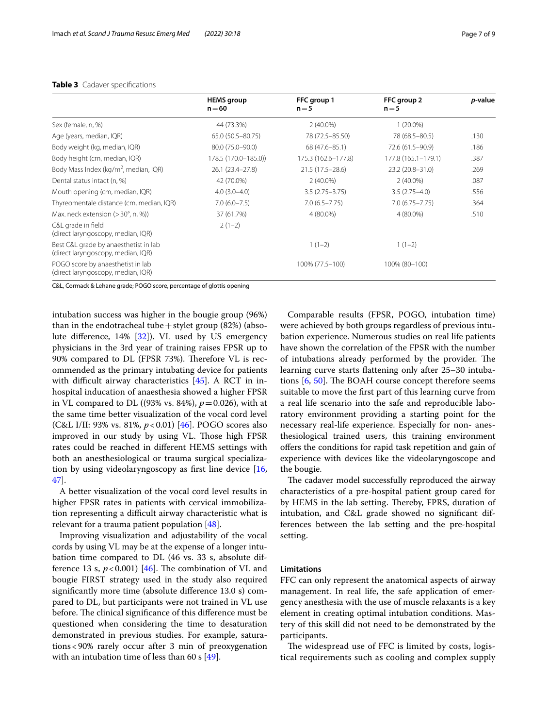**Table 3** Cadaver specifications

| | HEMS group n = 60 | FFC group 1 n = 5 | FFC group 2 n = 5 | *p*-value |
|---|---|---|---|---|
| Sex (female, n, %) | 44 (73.3%) | 2 (40.0%) | 1 (20.0%) | |
| Age (years, median, IQR) | 65.0 (50.5–80.75) | 78 (72.5–85.50) | 78 (68.5–80.5) | .130 |
| Body weight (kg, median, IQR) | 80.0 (75.0–90.0) | 68 (47.6–85.1) | 72.6 (61.5–90.9) | .186 |
| Body height (cm, median, IQR) | 178.5 (170.0–185.0)) | 175.3 (162.6–177.8) | 177.8 (165.1–179.1) | .387 |
| Body Mass Index (kg/m$^2$, median, IQR) | 26.1 (23.4–27.8) | 21.5 (17.5–28.6) | 23.2 (20.8–31.0) | .269 |
| Dental status intact (n, %) | 42 (70.0%) | 2 (40.0%) | 2 (40.0%) | .087 |
| Mouth opening (cm, median, IQR) | 4.0 (3.0–4.0) | 3.5 (2.75–3.75) | 3.5 (2.75–4.0) | .556 |
| Thyreomentale distance (cm, median, IQR) | 7.0 (6.0–7.5) | 7.0 (6.5–7.75) | 7.0 (6.75–7.75) | .364 |
| Max. neck extension (> 30°, n, %)) | 37 (61.7%) | 4 (80.0%) | 4 (80.0%) | .510 |
| C&L grade in field (direct laryngoscopy, median, IQR) | 2 (1–2) | | | |
| Best C&L grade by anaesthetist in lab (direct laryngoscopy, median, IQR) | | 1 (1–2) | 1 (1–2) | |
| POGO score by anaesthetist in lab (direct laryngoscopy, median, IQR) | | 100% (77.5–100) | 100% (80–100) | |

C&L, Cormack & Lehane grade; POGO score, percentage of glottis opening

intubation success was higher in the bougie group (96%) than in the endotracheal tube + stylet group (82%) (absolute difference, 14% [32]). VL used by US emergency physicians in the 3rd year of training raises FPSR up to 90% compared to DL (FPSR 73%). Therefore VL is recommended as the primary intubating device for patients with difficult airway characteristics [45]. A RCT in in-hospital inducation of anaesthesia showed a higher FPSR in VL compared to DL ((93% vs. 84%), $p = 0.026$), with at the same time better visualization of the vocal cord level (C&L I/II: 93% vs. 81%, $p < 0.01$) [46]. POGO scores also improved in our study by using VL. Those high FPSR rates could be reached in different HEMS settings with both an anesthesiological or trauma surgical specialization by using videolaryngoscopy as first line device [16, 47].

A better visualization of the vocal cord level results in higher FPSR rates in patients with cervical immobilization representing a difficult airway characteristic what is relevant for a trauma patient population [48].

Improving visualization and adjustability of the vocal cords by using VL may be at the expense of a longer intubation time compared to DL (46 vs. 33 s, absolute difference 13 s, $p < 0.001$) [46]. The combination of VL and bougie FIRST strategy used in the study also required significantly more time (absolute difference 13.0 s) compared to DL, but participants were not trained in VL use before. The clinical significance of this difference must be questioned when considering the time to desaturation demonstrated in previous studies. For example, saturations < 90% rarely occur after 3 min of preoxygenation with an intubation time of less than 60 s [49].

Comparable results (FPSR, POGO, intubation time) were achieved by both groups regardless of previous intubation experience. Numerous studies on real life patients have shown the correlation of the FPSR with the number of intubations already performed by the provider. The learning curve starts flattening only after 25–30 intubations [6, 50]. The BOAH course concept therefore seems suitable to move the first part of this learning curve from a real life scenario into the safe and reproducible laboratory environment providing a starting point for the necessary real-life experience. Especially for non- anesthesiological trained users, this training environment offers the conditions for rapid task repetition and gain of experience with devices like the videolaryngoscope and the bougie.

The cadaver model successfully reproduced the airway characteristics of a pre-hospital patient group cared for by HEMS in the lab setting. Thereby, FPRS, duration of intubation, and C&L grade showed no significant differences between the lab setting and the pre-hospital setting.

### Limitations

FFC can only represent the anatomical aspects of airway management. In real life, the safe application of emergency anesthesia with the use of muscle relaxants is a key element in creating optimal intubation conditions. Mastery of this skill did not need to be demonstrated by the participants.

The widespread use of FFC is limited by costs, logistical requirements such as cooling and complex supply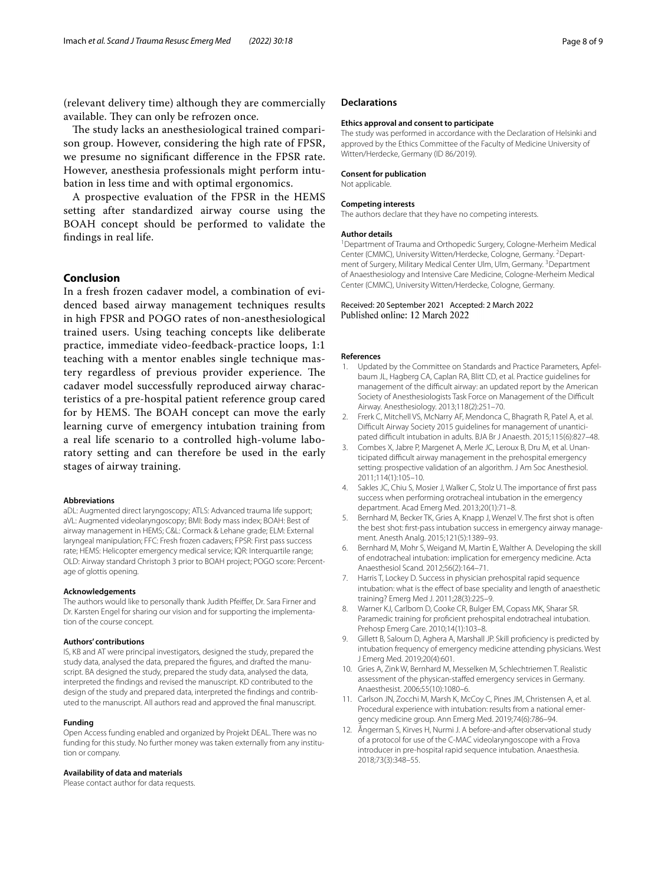(relevant delivery time) although they are commercially available. They can only be refrozen once.

The study lacks an anesthesiological trained comparison group. However, considering the high rate of FPSR, we presume no significant difference in the FPSR rate. However, anesthesia professionals might perform intubation in less time and with optimal ergonomics.

A prospective evaluation of the FPSR in the HEMS setting after standardized airway course using the BOAH concept should be performed to validate the findings in real life.

## Conclusion

In a fresh frozen cadaver model, a combination of evidenced based airway management techniques results in high FPSR and POGO rates of non-anesthesiological trained users. Using teaching concepts like deliberate practice, immediate video-feedback-practice loops, 1:1 teaching with a mentor enables single technique mastery regardless of previous provider experience. The cadaver model successfully reproduced airway characteristics of a pre-hospital patient reference group cared for by HEMS. The BOAH concept can move the early learning curve of emergency intubation training from a real life scenario to a controlled high-volume laboratory setting and can therefore be used in the early stages of airway training.

#### Abbreviations

aDL: Augmented direct laryngoscopy; ATLS: Advanced trauma life support; aVL: Augmented videolaryngoscopy; BMI: Body mass index; BOAH: Best of airway management in HEMS; C&L: Cormack & Lehane grade; ELM: External laryngeal manipulation; FFC: Fresh frozen cadavers; FPSR: First pass success rate; HEMS: Helicopter emergency medical service; IQR: Interquartile range; OLD: Airway standard Christoph 3 prior to BOAH project; POGO score: Percentage of glottis opening.

#### Acknowledgements

The authors would like to personally thank Judith Pfeiffer, Dr. Sara Firner and Dr. Karsten Engel for sharing our vision and for supporting the implementation of the course concept.

#### Authors' contributions

IS, KB and AT were principal investigators, designed the study, prepared the study data, analysed the data, prepared the figures, and drafted the manuscript. BA designed the study, prepared the study data, analysed the data, interpreted the findings and revised the manuscript. KD contributed to the design of the study and prepared data, interpreted the findings and contributed to the manuscript. All authors read and approved the final manuscript.

#### Funding

Open Access funding enabled and organized by Projekt DEAL. There was no funding for this study. No further money was taken externally from any institution or company.

#### Availability of data and materials

Please contact author for data requests.

## Declarations

#### Ethics approval and consent to participate

The study was performed in accordance with the Declaration of Helsinki and approved by the Ethics Committee of the Faculty of Medicine University of Witten/Herdecke, Germany (ID 86/2019).

#### Consent for publication

Not applicable.

#### Competing interests

The authors declare that they have no competing interests.

#### Author details

[1]Department of Trauma and Orthopedic Surgery, Cologne-Merheim Medical Center (CMMC), University Witten/Herdecke, Cologne, Germany. [2]Department of Surgery, Military Medical Center Ulm, Ulm, Germany. [3]Department of Anaesthesiology and Intensive Care Medicine, Cologne-Merheim Medical Center (CMMC), University Witten/Herdecke, Cologne, Germany.

Received: 20 September 2021 Accepted: 2 March 2022
Published online: 12 March 2022

#### References

1. Updated by the Committee on Standards and Practice Parameters, Apfelbaum JL, Hagberg CA, Caplan RA, Blitt CD, et al. Practice guidelines for management of the difficult airway: an updated report by the American Society of Anesthesiologists Task Force on Management of the Difficult Airway. Anesthesiology. 2013;118(2):251–70.
2. Frerk C, Mitchell VS, McNarry AF, Mendonca C, Bhagrath R, Patel A, et al. Difficult Airway Society 2015 guidelines for management of unanticipated difficult intubation in adults. BJA Br J Anaesth. 2015;115(6):827–48.
3. Combes X, Jabre P, Margenet A, Merle JC, Leroux B, Dru M, et al. Unanticipated difficult airway management in the prehospital emergency setting: prospective validation of an algorithm. J Am Soc Anesthesiol. 2011;114(1):105–10.
4. Sakles JC, Chiu S, Mosier J, Walker C, Stolz U. The importance of first pass success when performing orotracheal intubation in the emergency department. Acad Emerg Med. 2013;20(1):71–8.
5. Bernhard M, Becker TK, Gries A, Knapp J, Wenzel V. The first shot is often the best shot: first-pass intubation success in emergency airway management. Anesth Analg. 2015;121(5):1389–93.
6. Bernhard M, Mohr S, Weigand M, Martin E, Walther A. Developing the skill of endotracheal intubation: implication for emergency medicine. Acta Anaesthesiol Scand. 2012;56(2):164–71.
7. Harris T, Lockey D. Success in physician prehospital rapid sequence intubation: what is the effect of base speciality and length of anaesthetic training? Emerg Med J. 2011;28(3):225–9.
8. Warner KJ, Carlbom D, Cooke CR, Bulger EM, Copass MK, Sharar SR. Paramedic training for proficient prehospital endotracheal intubation. Prehosp Emerg Care. 2010;14(1):103–8.
9. Gillett B, Saloum D, Aghera A, Marshall JP. Skill proficiency is predicted by intubation frequency of emergency medicine attending physicians. West J Emerg Med. 2019;20(4):601.
10. Gries A, Zink W, Bernhard M, Messelken M, Schlechtriemen T. Realistic assessment of the physican-staffed emergency services in Germany. Anaesthesist. 2006;55(10):1080–6.
11. Carlson JN, Zocchi M, Marsh K, McCoy C, Pines JM, Christensen A, et al. Procedural experience with intubation: results from a national emergency medicine group. Ann Emerg Med. 2019;74(6):786–94.
12. Ångerman S, Kirves H, Nurmi J. A before-and-after observational study of a protocol for use of the C-MAC videolaryngoscope with a Frova introducer in pre-hospital rapid sequence intubation. Anaesthesia. 2018;73(3):348–55.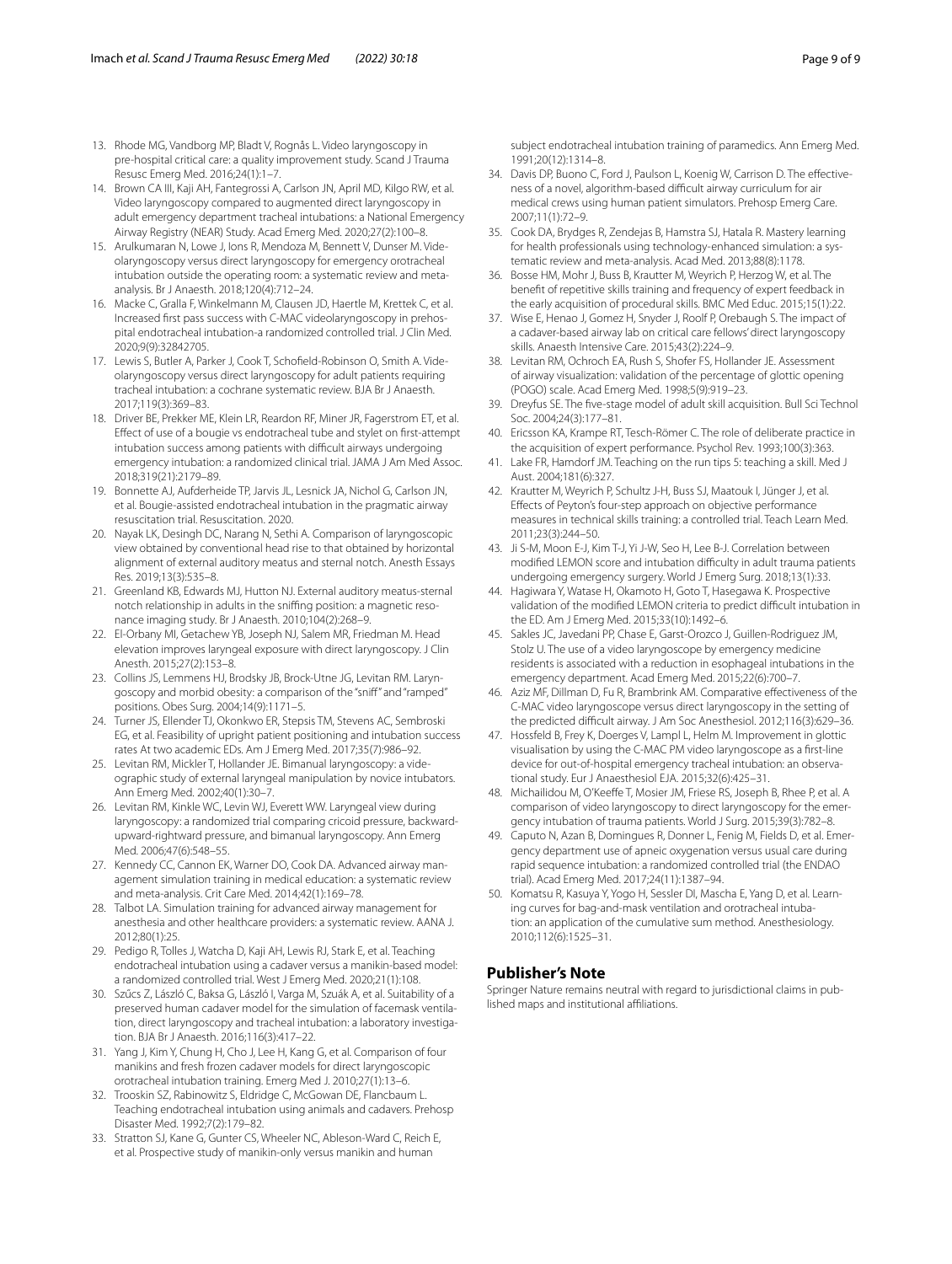13. Rhode MG, Vandborg MP, Bladt V, Rognås L. Video laryngoscopy in pre-hospital critical care: a quality improvement study. Scand J Trauma Resusc Emerg Med. 2016;24(1):1–7.
14. Brown CA III, Kaji AH, Fantegrossi A, Carlson JN, April MD, Kilgo RW, et al. Video laryngoscopy compared to augmented direct laryngoscopy in adult emergency department tracheal intubations: a National Emergency Airway Registry (NEAR) Study. Acad Emerg Med. 2020;27(2):100–8.
15. Arulkumaran N, Lowe J, Ions R, Mendoza M, Bennett V, Dunser M. Videolaryngoscopy versus direct laryngoscopy for emergency orotracheal intubation outside the operating room: a systematic review and meta-analysis. Br J Anaesth. 2018;120(4):712–24.
16. Macke C, Gralla F, Winkelmann M, Clausen JD, Haertle M, Krettek C, et al. Increased first pass success with C-MAC videolaryngoscopy in prehospital endotracheal intubation-a randomized controlled trial. J Clin Med. 2020;9(9):32842705.
17. Lewis S, Butler A, Parker J, Cook T, Schofield-Robinson O, Smith A. Videolaryngoscopy versus direct laryngoscopy for adult patients requiring tracheal intubation: a cochrane systematic review. BJA Br J Anaesth. 2017;119(3):369–83.
18. Driver BE, Prekker ME, Klein LR, Reardon RF, Miner JR, Fagerstrom ET, et al. Effect of use of a bougie vs endotracheal tube and stylet on first-attempt intubation success among patients with difficult airways undergoing emergency intubation: a randomized clinical trial. JAMA J Am Med Assoc. 2018;319(21):2179–89.
19. Bonnette AJ, Aufderheide TP, Jarvis JL, Lesnick JA, Nichol G, Carlson JN, et al. Bougie-assisted endotracheal intubation in the pragmatic airway resuscitation trial. Resuscitation. 2020.
20. Nayak LK, Desingh DC, Narang N, Sethi A. Comparison of laryngoscopic view obtained by conventional head rise to that obtained by horizontal alignment of external auditory meatus and sternal notch. Anesth Essays Res. 2019;13(3):535–8.
21. Greenland KB, Edwards MJ, Hutton NJ. External auditory meatus-sternal notch relationship in adults in the sniffing position: a magnetic resonance imaging study. Br J Anaesth. 2010;104(2):268–9.
22. El-Orbany MI, Getachew YB, Joseph NJ, Salem MR, Friedman M. Head elevation improves laryngeal exposure with direct laryngoscopy. J Clin Anesth. 2015;27(2):153–8.
23. Collins JS, Lemmens HJ, Brodsky JB, Brock-Utne JG, Levitan RM. Laryngoscopy and morbid obesity: a comparison of the "sniff" and "ramped" positions. Obes Surg. 2004;14(9):1171–5.
24. Turner JS, Ellender TJ, Okonkwo ER, Stepsis TM, Stevens AC, Sembroski EG, et al. Feasibility of upright patient positioning and intubation success rates At two academic EDs. Am J Emerg Med. 2017;35(7):986–92.
25. Levitan RM, Mickler T, Hollander JE. Bimanual laryngoscopy: a videographic study of external laryngeal manipulation by novice intubators. Ann Emerg Med. 2002;40(1):30–7.
26. Levitan RM, Kinkle WC, Levin WJ, Everett WW. Laryngeal view during laryngoscopy: a randomized trial comparing cricoid pressure, backward-upward-rightward pressure, and bimanual laryngoscopy. Ann Emerg Med. 2006;47(6):548–55.
27. Kennedy CC, Cannon EK, Warner DO, Cook DA. Advanced airway management simulation training in medical education: a systematic review and meta-analysis. Crit Care Med. 2014;42(1):169–78.
28. Talbot LA. Simulation training for advanced airway management for anesthesia and other healthcare providers: a systematic review. AANA J. 2012;80(1):25.
29. Pedigo R, Tolles J, Watcha D, Kaji AH, Lewis RJ, Stark E, et al. Teaching endotracheal intubation using a cadaver versus a manikin-based model: a randomized controlled trial. West J Emerg Med. 2020;21(1):108.
30. Szűcs Z, László C, Baksa G, László I, Varga M, Szuák A, et al. Suitability of a preserved human cadaver model for the simulation of facemask ventilation, direct laryngoscopy and tracheal intubation: a laboratory investigation. BJA Br J Anaesth. 2016;116(3):417–22.
31. Yang J, Kim Y, Chung H, Cho J, Lee H, Kang G, et al. Comparison of four manikins and fresh frozen cadaver models for direct laryngoscopic orotracheal intubation training. Emerg Med J. 2010;27(1):13–6.
32. Trooskin SZ, Rabinowitz S, Eldridge C, McGowan DE, Flancbaum L. Teaching endotracheal intubation using animals and cadavers. Prehosp Disaster Med. 1992;7(2):179–82.
33. Stratton SJ, Kane G, Gunter CS, Wheeler NC, Ableson-Ward C, Reich E, et al. Prospective study of manikin-only versus manikin and human subject endotracheal intubation training of paramedics. Ann Emerg Med. 1991;20(12):1314–8.
34. Davis DP, Buono C, Ford J, Paulson L, Koenig W, Carrison D. The effectiveness of a novel, algorithm-based difficult airway curriculum for air medical crews using human patient simulators. Prehosp Emerg Care. 2007;11(1):72–9.
35. Cook DA, Brydges R, Zendejas B, Hamstra SJ, Hatala R. Mastery learning for health professionals using technology-enhanced simulation: a systematic review and meta-analysis. Acad Med. 2013;88(8):1178.
36. Bosse HM, Mohr J, Buss B, Krautter M, Weyrich P, Herzog W, et al. The benefit of repetitive skills training and frequency of expert feedback in the early acquisition of procedural skills. BMC Med Educ. 2015;15(1):22.
37. Wise E, Henao J, Gomez H, Snyder J, Roolf P, Orebaugh S. The impact of a cadaver-based airway lab on critical care fellows' direct laryngoscopy skills. Anaesth Intensive Care. 2015;43(2):224–9.
38. Levitan RM, Ochroch EA, Rush S, Shofer FS, Hollander JE. Assessment of airway visualization: validation of the percentage of glottic opening (POGO) scale. Acad Emerg Med. 1998;5(9):919–23.
39. Dreyfus SE. The five-stage model of adult skill acquisition. Bull Sci Technol Soc. 2004;24(3):177–81.
40. Ericsson KA, Krampe RT, Tesch-Römer C. The role of deliberate practice in the acquisition of expert performance. Psychol Rev. 1993;100(3):363.
41. Lake FR, Hamdorf JM. Teaching on the run tips 5: teaching a skill. Med J Aust. 2004;181(6):327.
42. Krautter M, Weyrich P, Schultz J-H, Buss SJ, Maatouk I, Jünger J, et al. Effects of Peyton's four-step approach on objective performance measures in technical skills training: a controlled trial. Teach Learn Med. 2011;23(3):244–50.
43. Ji S-M, Moon E-J, Kim T-J, Yi J-W, Seo H, Lee B-J. Correlation between modified LEMON score and intubation difficulty in adult trauma patients undergoing emergency surgery. World J Emerg Surg. 2018;13(1):33.
44. Hagiwara Y, Watase H, Okamoto H, Goto T, Hasegawa K. Prospective validation of the modified LEMON criteria to predict difficult intubation in the ED. Am J Emerg Med. 2015;33(10):1492–6.
45. Sakles JC, Javedani PP, Chase E, Garst-Orozco J, Guillen-Rodriguez JM, Stolz U. The use of a video laryngoscope by emergency medicine residents is associated with a reduction in esophageal intubations in the emergency department. Acad Emerg Med. 2015;22(6):700–7.
46. Aziz MF, Dillman D, Fu R, Brambrink AM. Comparative effectiveness of the C-MAC video laryngoscope versus direct laryngoscopy in the setting of the predicted difficult airway. J Am Soc Anesthesiol. 2012;116(3):629–36.
47. Hossfeld B, Frey K, Doerges V, Lampl L, Helm M. Improvement in glottic visualisation by using the C-MAC PM video laryngoscope as a first-line device for out-of-hospital emergency tracheal intubation: an observational study. Eur J Anaesthesiol EJA. 2015;32(6):425–31.
48. Michailidou M, O'Keeffe T, Mosier JM, Friese RS, Joseph B, Rhee P, et al. A comparison of video laryngoscopy to direct laryngoscopy for the emergency intubation of trauma patients. World J Surg. 2015;39(3):782–8.
49. Caputo N, Azan B, Domingues R, Donner L, Fenig M, Fields D, et al. Emergency department use of apneic oxygenation versus usual care during rapid sequence intubation: a randomized controlled trial (the ENDAO trial). Acad Emerg Med. 2017;24(11):1387–94.
50. Komatsu R, Kasuya Y, Yogo H, Sessler DI, Mascha E, Yang D, et al. Learning curves for bag-and-mask ventilation and orotracheal intubation: an application of the cumulative sum method. Anesthesiology. 2010;112(6):1525–31.

## Publisher's Note

Springer Nature remains neutral with regard to jurisdictional claims in published maps and institutional affiliations.